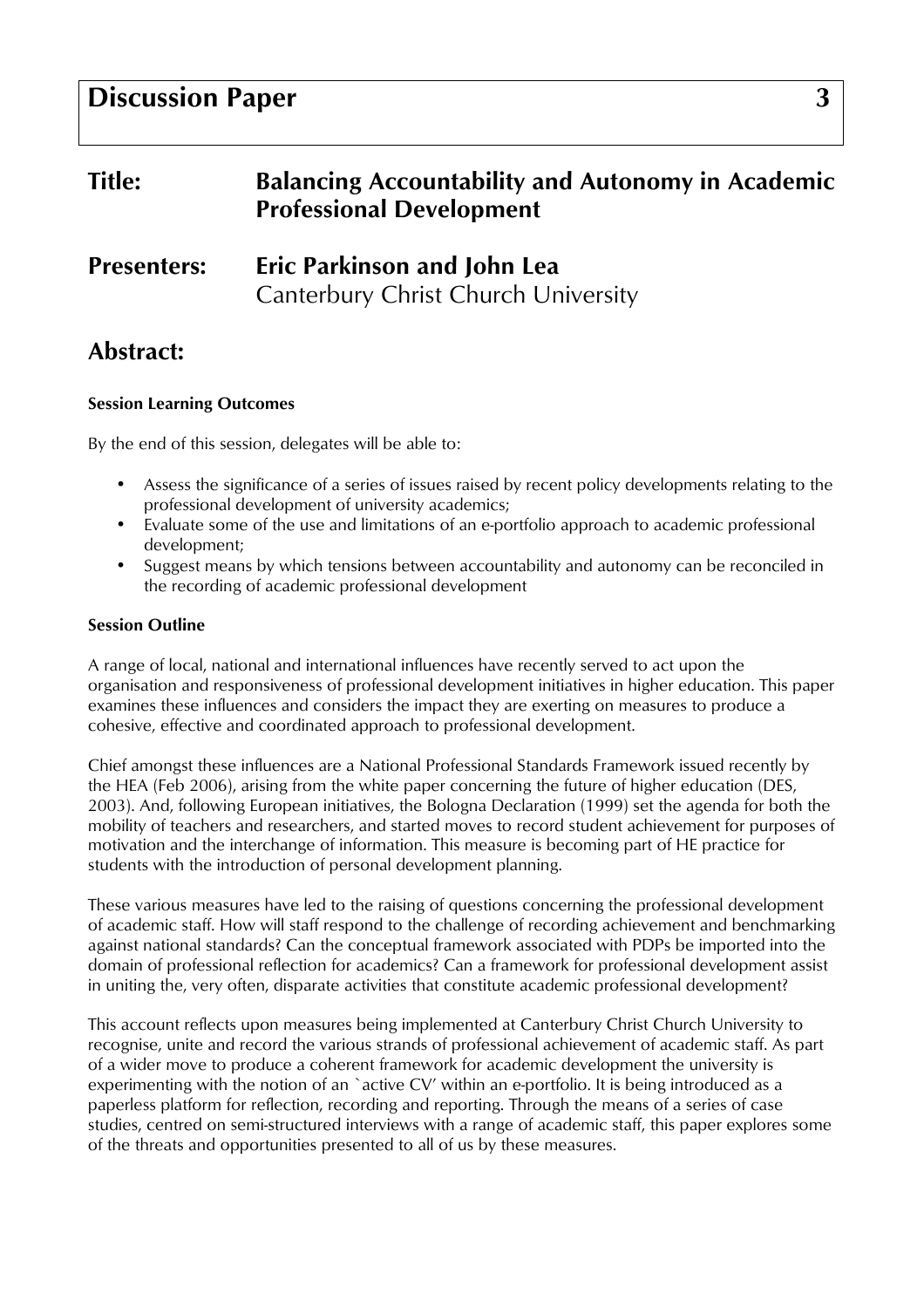# Discussion Paper 3

## Title: Balancing Accountability and Autonomy in Academic Professional Development

## Presenters: Eric Parkinson and John Lea

Canterbury Christ Church University

## Abstract:

**Session Learning Outcomes**

By the end of this session, delegates will be able to:

- Assess the significance of a series of issues raised by recent policy developments relating to the professional development of university academics;
- Evaluate some of the use and limitations of an e-portfolio approach to academic professional development;
- Suggest means by which tensions between accountability and autonomy can be reconciled in the recording of academic professional development

**Session Outline**

A range of local, national and international influences have recently served to act upon the organisation and responsiveness of professional development initiatives in higher education. This paper examines these influences and considers the impact they are exerting on measures to produce a cohesive, effective and coordinated approach to professional development.

Chief amongst these influences are a National Professional Standards Framework issued recently by the HEA (Feb 2006), arising from the white paper concerning the future of higher education (DES, 2003). And, following European initiatives, the Bologna Declaration (1999) set the agenda for both the mobility of teachers and researchers, and started moves to record student achievement for purposes of motivation and the interchange of information. This measure is becoming part of HE practice for students with the introduction of personal development planning.

These various measures have led to the raising of questions concerning the professional development of academic staff. How will staff respond to the challenge of recording achievement and benchmarking against national standards? Can the conceptual framework associated with PDPs be imported into the domain of professional reflection for academics? Can a framework for professional development assist in uniting the, very often, disparate activities that constitute academic professional development?

This account reflects upon measures being implemented at Canterbury Christ Church University to recognise, unite and record the various strands of professional achievement of academic staff. As part of a wider move to produce a coherent framework for academic development the university is experimenting with the notion of an `active CV' within an e-portfolio. It is being introduced as a paperless platform for reflection, recording and reporting. Through the means of a series of case studies, centred on semi-structured interviews with a range of academic staff, this paper explores some of the threats and opportunities presented to all of us by these measures.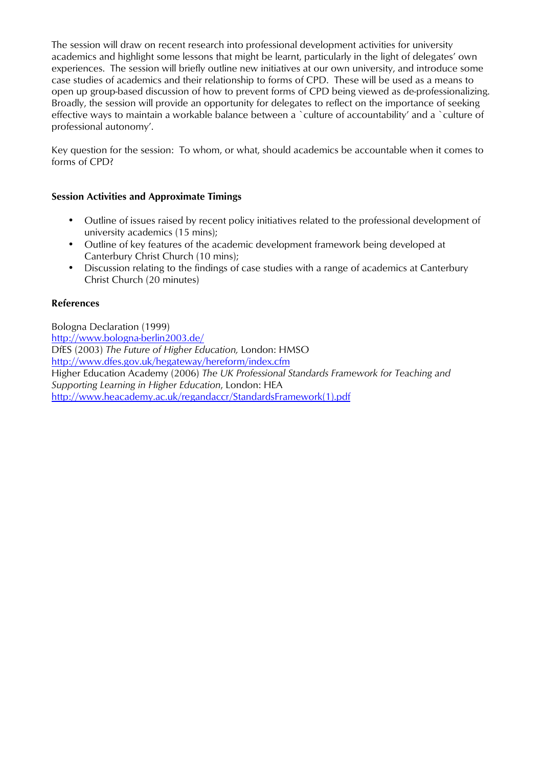The session will draw on recent research into professional development activities for university academics and highlight some lessons that might be learnt, particularly in the light of delegates' own experiences. The session will briefly outline new initiatives at our own university, and introduce some case studies of academics and their relationship to forms of CPD. These will be used as a means to open up group-based discussion of how to prevent forms of CPD being viewed as de-professionalizing. Broadly, the session will provide an opportunity for delegates to reflect on the importance of seeking effective ways to maintain a workable balance between a `culture of accountability' and a `culture of professional autonomy'.

Key question for the session: To whom, or what, should academics be accountable when it comes to forms of CPD?

**Session Activities and Approximate Timings**

- Outline of issues raised by recent policy initiatives related to the professional development of university academics (15 mins);
- Outline of key features of the academic development framework being developed at Canterbury Christ Church (10 mins);
- Discussion relating to the findings of case studies with a range of academics at Canterbury Christ Church (20 minutes)

**References**

Bologna Declaration (1999)
http://www.bologna-berlin2003.de/
DfES (2003) *The Future of Higher Education,* London: HMSO
http://www.dfes.gov.uk/hegateway/hereform/index.cfm
Higher Education Academy (2006) *The UK Professional Standards Framework for Teaching and Supporting Learning in Higher Education*, London: HEA
http://www.heacademy.ac.uk/regandaccr/StandardsFramework(1).pdf